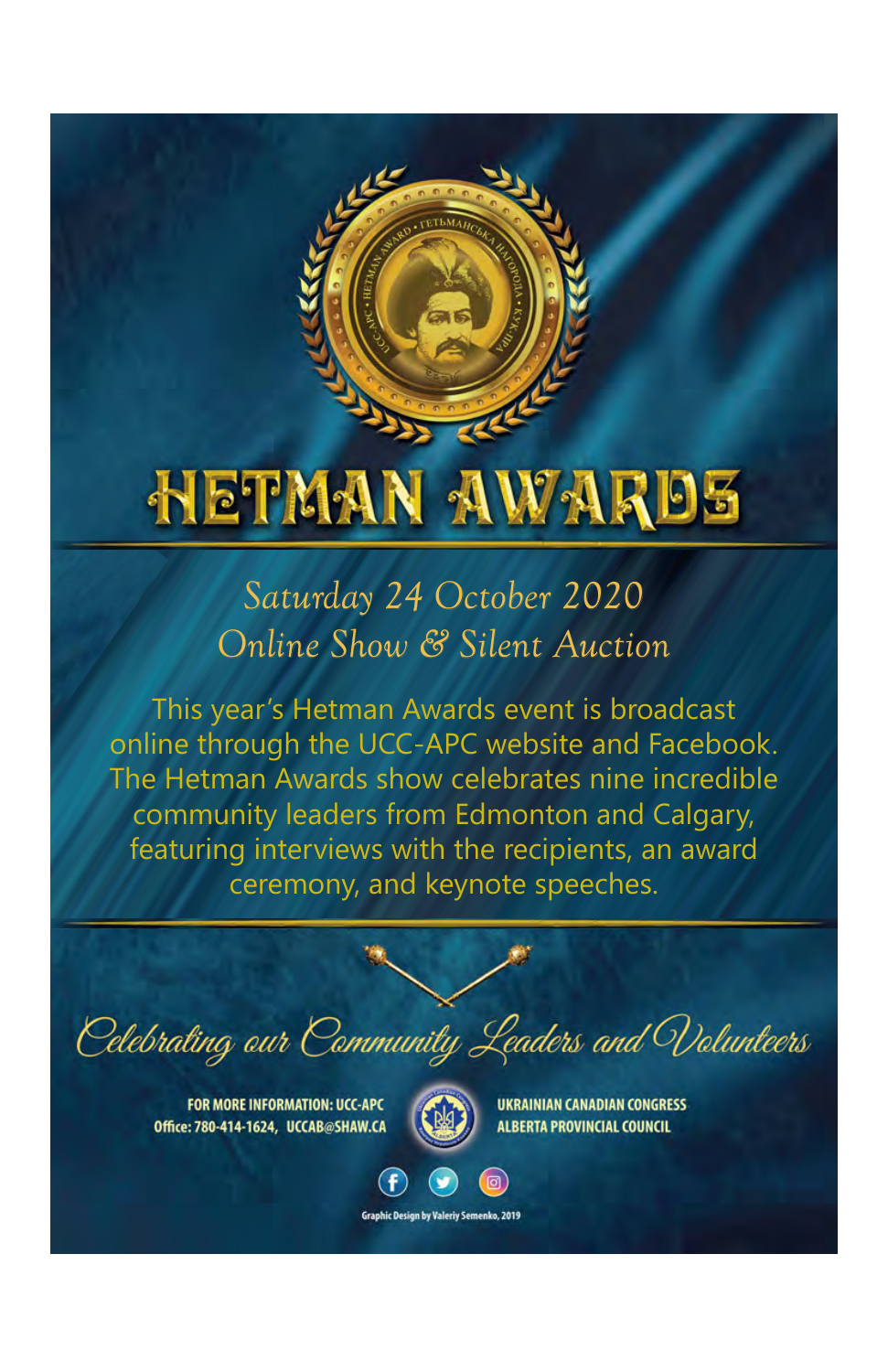# HETMAN AWARDS

*Saturday 24 October 2020*
*Online Show & Silent Auction*

This year's Hetman Awards event is broadcast online through the UCC-APC website and Facebook. The Hetman Awards show celebrates nine incredible community leaders from Edmonton and Calgary, featuring interviews with the recipients, an award ceremony, and keynote speeches.

*Celebrating our Community Leaders and Volunteers*

**FOR MORE INFORMATION: UCC-APC**
**Office: 780-414-1624, UCCAB@SHAW.CA**

**UKRAINIAN CANADIAN CONGRESS**
**ALBERTA PROVINCIAL COUNCIL**

Graphic Design by Valeriy Semenko, 2019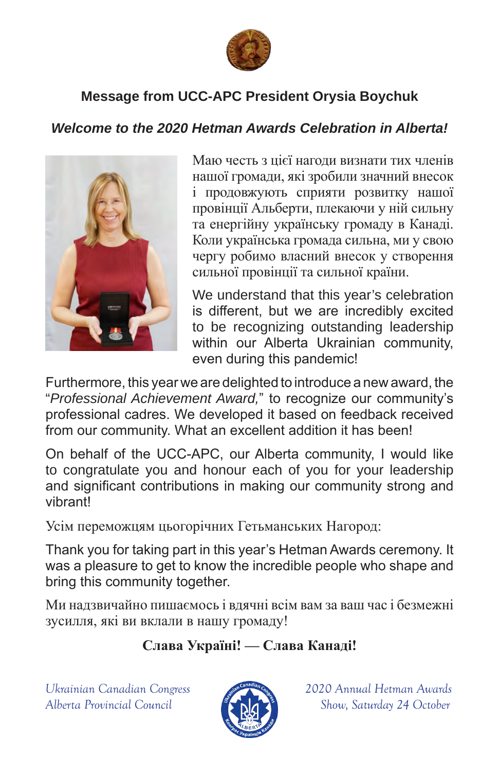## Message from UCC-APC President Orysia Boychuk

### *Welcome to the 2020 Hetman Awards Celebration in Alberta!*

Маю честь з цієї нагоди визнати тих членів нашої громади, які зробили значний внесок і продовжують сприяти розвитку нашої провінції Альберти, плекаючи у ній сильну та енергійну українську громаду в Канаді. Коли українська громада сильна, ми у свою чергу робимо власний внесок у створення сильної провінції та сильної країни.

We understand that this year's celebration is different, but we are incredibly excited to be recognizing outstanding leadership within our Alberta Ukrainian community, even during this pandemic!

Furthermore, this year we are delighted to introduce a new award, the "*Professional Achievement Award,*" to recognize our community's professional cadres. We developed it based on feedback received from our community. What an excellent addition it has been!

On behalf of the UCC-APC, our Alberta community, I would like to congratulate you and honour each of you for your leadership and significant contributions in making our community strong and vibrant!

Усім переможцям цьогорічних Гетьманських Нагород:

Thank you for taking part in this year's Hetman Awards ceremony. It was a pleasure to get to know the incredible people who shape and bring this community together.

Ми надзвичайно пишаємось і вдячні всім вам за ваш час і безмежні зусилля, які ви вклали в нашу громаду!

**Слава Україні! — Слава Канаді!**

*Ukrainian Canadian Congress*
*Alberta Provincial Council*

*2020 Annual Hetman Awards*
*Show, Saturday 24 October*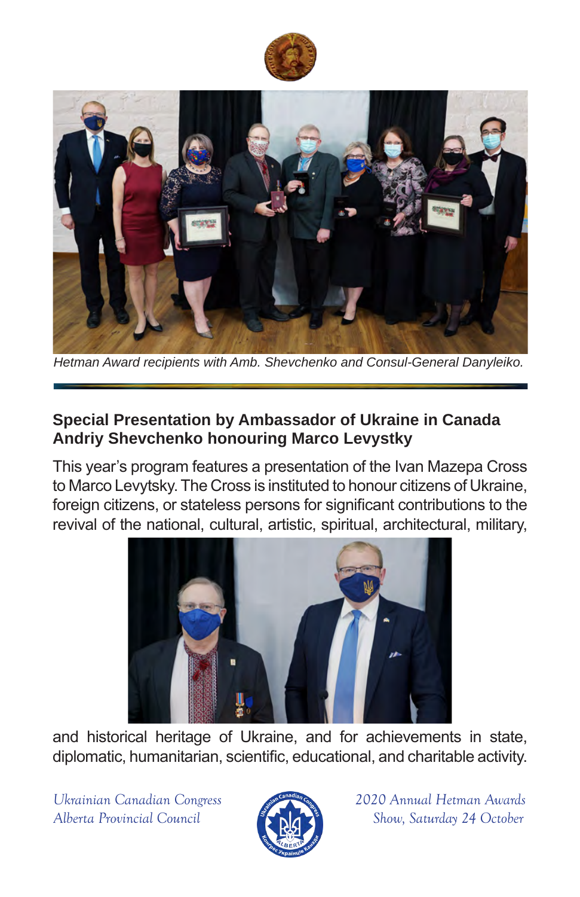*Hetman Award recipients with Amb. Shevchenko and Consul-General Danyleiko.*

## Special Presentation by Ambassador of Ukraine in Canada Andriy Shevchenko honouring Marco Levystky

This year's program features a presentation of the Ivan Mazepa Cross to Marco Levytsky. The Cross is instituted to honour citizens of Ukraine, foreign citizens, or stateless persons for significant contributions to the revival of the national, cultural, artistic, spiritual, architectural, military, and historical heritage of Ukraine, and for achievements in state, diplomatic, humanitarian, scientific, educational, and charitable activity.

*Ukrainian Canadian Congress*
*Alberta Provincial Council*

*2020 Annual Hetman Awards*
*Show, Saturday 24 October*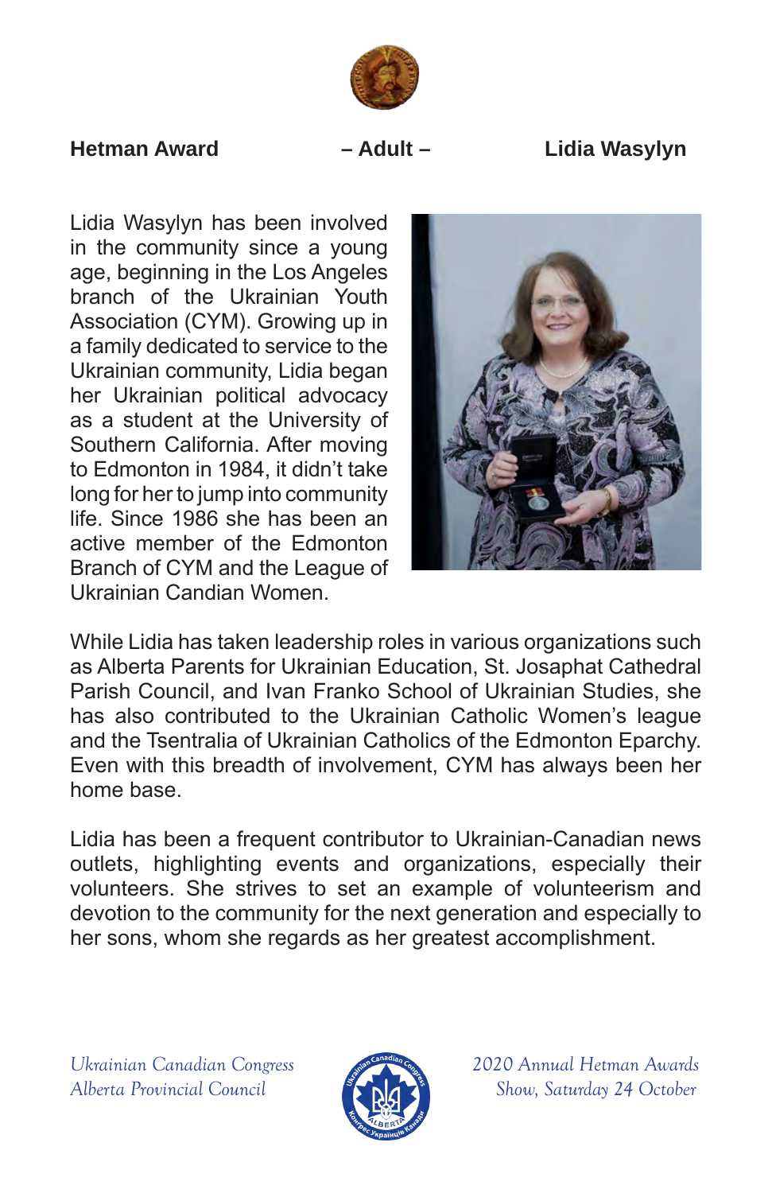**Hetman Award** **– Adult –** **Lidia Wasylyn**

Lidia Wasylyn has been involved in the community since a young age, beginning in the Los Angeles branch of the Ukrainian Youth Association (CYM). Growing up in a family dedicated to service to the Ukrainian community, Lidia began her Ukrainian political advocacy as a student at the University of Southern California. After moving to Edmonton in 1984, it didn't take long for her to jump into community life. Since 1986 she has been an active member of the Edmonton Branch of CYM and the League of Ukrainian Candian Women.

While Lidia has taken leadership roles in various organizations such as Alberta Parents for Ukrainian Education, St. Josaphat Cathedral Parish Council, and Ivan Franko School of Ukrainian Studies, she has also contributed to the Ukrainian Catholic Women's league and the Tsentralia of Ukrainian Catholics of the Edmonton Eparchy. Even with this breadth of involvement, CYM has always been her home base.

Lidia has been a frequent contributor to Ukrainian-Canadian news outlets, highlighting events and organizations, especially their volunteers. She strives to set an example of volunteerism and devotion to the community for the next generation and especially to her sons, whom she regards as her greatest accomplishment.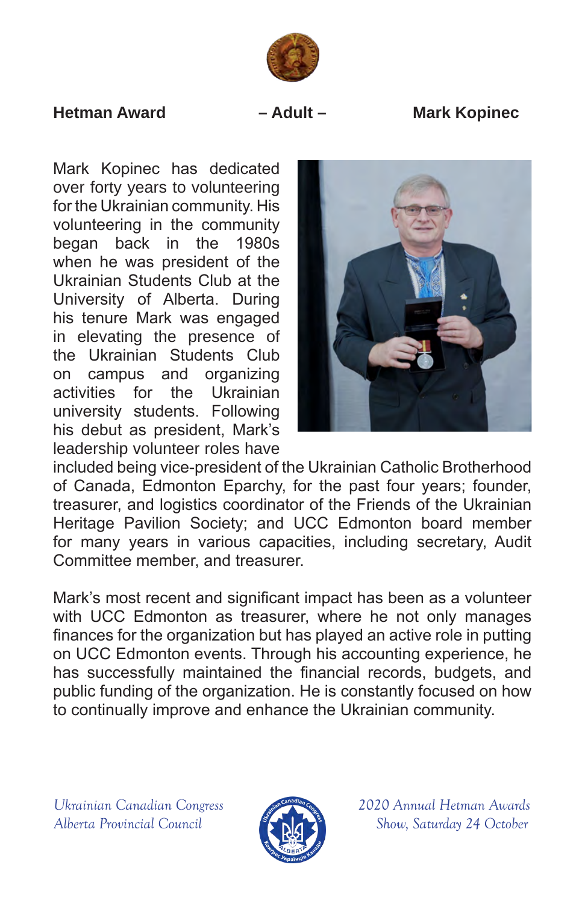**Hetman Award** **– Adult –** **Mark Kopinec**

Mark Kopinec has dedicated over forty years to volunteering for the Ukrainian community. His volunteering in the community began back in the 1980s when he was president of the Ukrainian Students Club at the University of Alberta. During his tenure Mark was engaged in elevating the presence of the Ukrainian Students Club on campus and organizing activities for the Ukrainian university students. Following his debut as president, Mark's leadership volunteer roles have included being vice-president of the Ukrainian Catholic Brotherhood of Canada, Edmonton Eparchy, for the past four years; founder, treasurer, and logistics coordinator of the Friends of the Ukrainian Heritage Pavilion Society; and UCC Edmonton board member for many years in various capacities, including secretary, Audit Committee member, and treasurer.

Mark's most recent and significant impact has been as a volunteer with UCC Edmonton as treasurer, where he not only manages finances for the organization but has played an active role in putting on UCC Edmonton events. Through his accounting experience, he has successfully maintained the financial records, budgets, and public funding of the organization. He is constantly focused on how to continually improve and enhance the Ukrainian community.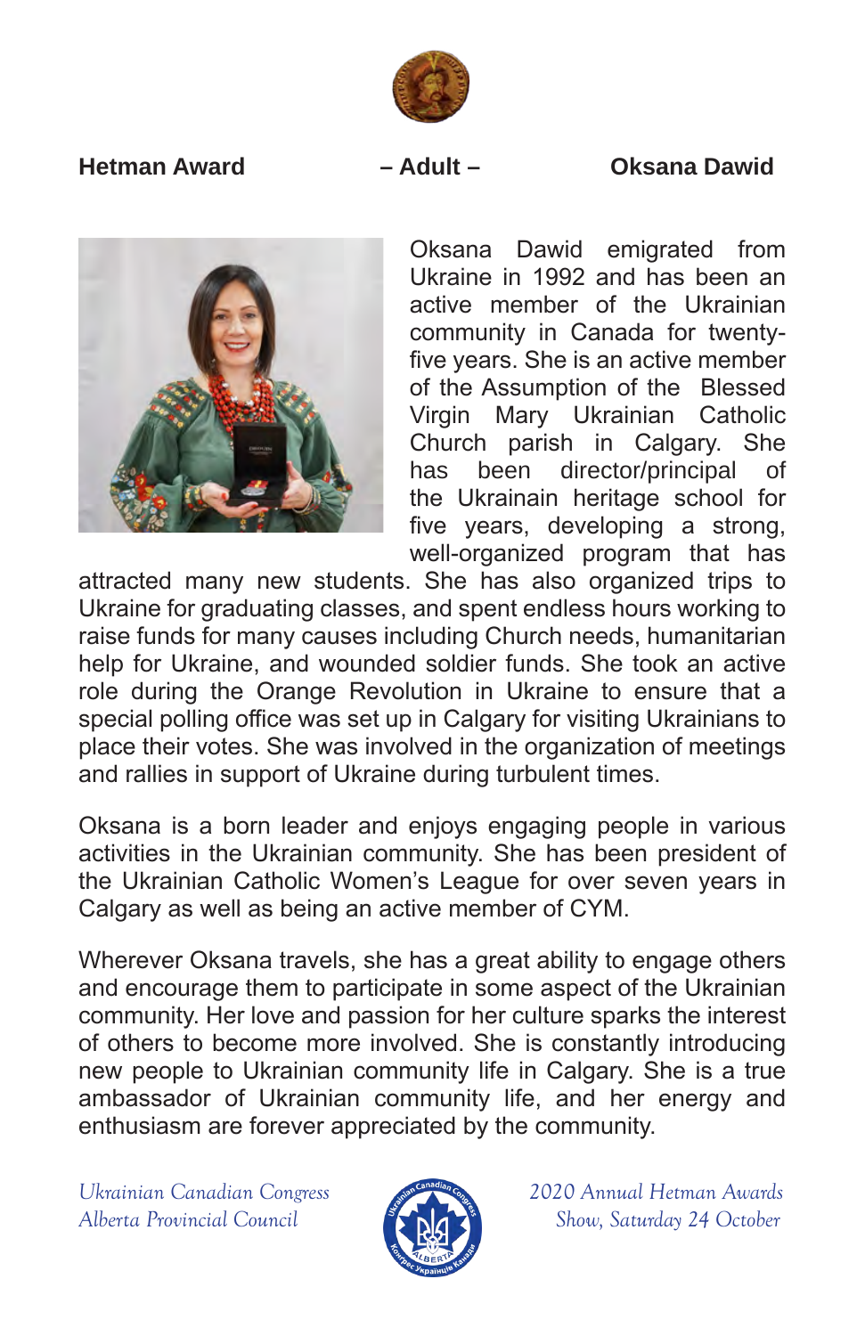**Hetman Award – Adult – Oksana Dawid**

Oksana Dawid emigrated from Ukraine in 1992 and has been an active member of the Ukrainian community in Canada for twenty-five years. She is an active member of the Assumption of the Blessed Virgin Mary Ukrainian Catholic Church parish in Calgary. She has been director/principal of the Ukrainain heritage school for five years, developing a strong, well-organized program that has attracted many new students. She has also organized trips to Ukraine for graduating classes, and spent endless hours working to raise funds for many causes including Church needs, humanitarian help for Ukraine, and wounded soldier funds. She took an active role during the Orange Revolution in Ukraine to ensure that a special polling office was set up in Calgary for visiting Ukrainians to place their votes. She was involved in the organization of meetings and rallies in support of Ukraine during turbulent times.

Oksana is a born leader and enjoys engaging people in various activities in the Ukrainian community. She has been president of the Ukrainian Catholic Women's League for over seven years in Calgary as well as being an active member of CYM.

Wherever Oksana travels, she has a great ability to engage others and encourage them to participate in some aspect of the Ukrainian community. Her love and passion for her culture sparks the interest of others to become more involved. She is constantly introducing new people to Ukrainian community life in Calgary. She is a true ambassador of Ukrainian community life, and her energy and enthusiasm are forever appreciated by the community.

*Ukrainian Canadian Congress Alberta Provincial Council*

*2020 Annual Hetman Awards Show, Saturday 24 October*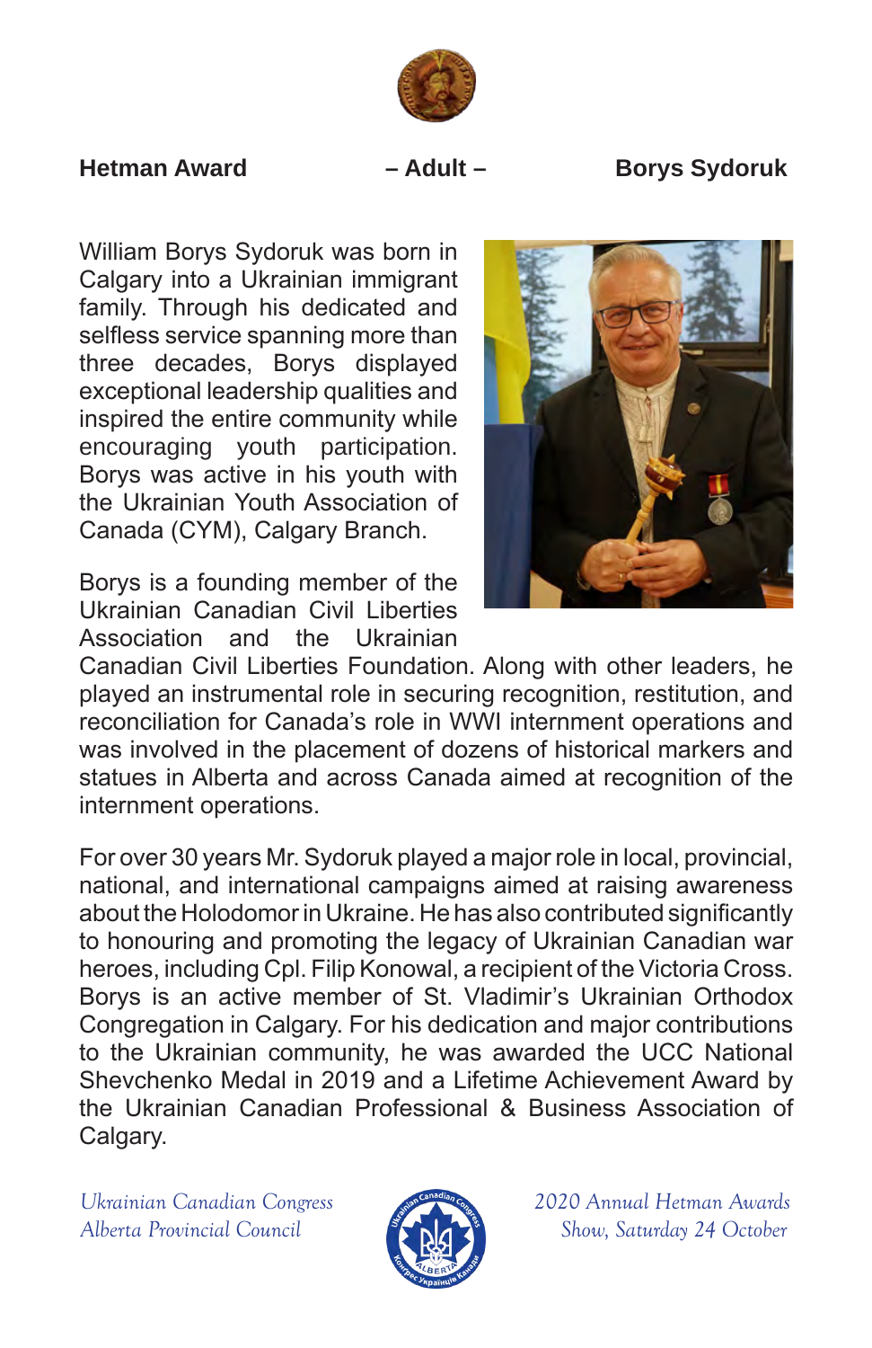**Hetman Award** **– Adult –** **Borys Sydoruk**

William Borys Sydoruk was born in Calgary into a Ukrainian immigrant family. Through his dedicated and selfless service spanning more than three decades, Borys displayed exceptional leadership qualities and inspired the entire community while encouraging youth participation. Borys was active in his youth with the Ukrainian Youth Association of Canada (CYM), Calgary Branch.

Borys is a founding member of the Ukrainian Canadian Civil Liberties Association and the Ukrainian Canadian Civil Liberties Foundation. Along with other leaders, he played an instrumental role in securing recognition, restitution, and reconciliation for Canada's role in WWI internment operations and was involved in the placement of dozens of historical markers and statues in Alberta and across Canada aimed at recognition of the internment operations.

For over 30 years Mr. Sydoruk played a major role in local, provincial, national, and international campaigns aimed at raising awareness about the Holodomor in Ukraine. He has also contributed significantly to honouring and promoting the legacy of Ukrainian Canadian war heroes, including Cpl. Filip Konowal, a recipient of the Victoria Cross. Borys is an active member of St. Vladimir's Ukrainian Orthodox Congregation in Calgary. For his dedication and major contributions to the Ukrainian community, he was awarded the UCC National Shevchenko Medal in 2019 and a Lifetime Achievement Award by the Ukrainian Canadian Professional & Business Association of Calgary.

*Ukrainian Canadian Congress*
*Alberta Provincial Council*

*2020 Annual Hetman Awards*
*Show, Saturday 24 October*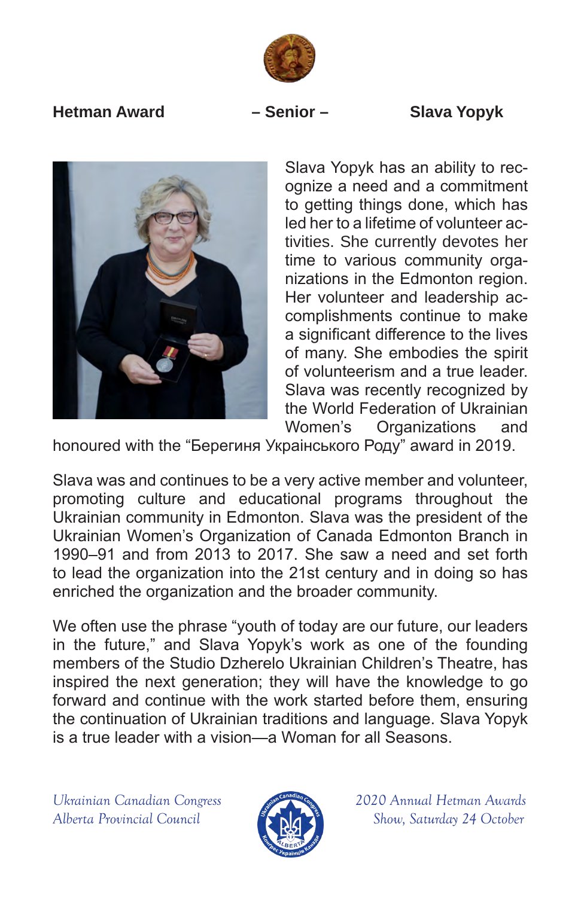**Hetman Award** **– Senior –** **Slava Yopyk**

Slava Yopyk has an ability to recognize a need and a commitment to getting things done, which has led her to a lifetime of volunteer activities. She currently devotes her time to various community organizations in the Edmonton region. Her volunteer and leadership accomplishments continue to make a significant difference to the lives of many. She embodies the spirit of volunteerism and a true leader. Slava was recently recognized by the World Federation of Ukrainian Women's Organizations and honoured with the "Берегиня Українського Роду" award in 2019.

Slava was and continues to be a very active member and volunteer, promoting culture and educational programs throughout the Ukrainian community in Edmonton. Slava was the president of the Ukrainian Women's Organization of Canada Edmonton Branch in 1990–91 and from 2013 to 2017. She saw a need and set forth to lead the organization into the 21st century and in doing so has enriched the organization and the broader community.

We often use the phrase "youth of today are our future, our leaders in the future," and Slava Yopyk's work as one of the founding members of the Studio Dzherelo Ukrainian Children's Theatre, has inspired the next generation; they will have the knowledge to go forward and continue with the work started before them, ensuring the continuation of Ukrainian traditions and language. Slava Yopyk is a true leader with a vision—a Woman for all Seasons.

*Ukrainian Canadian Congress*
*Alberta Provincial Council*

*2020 Annual Hetman Awards*
*Show, Saturday 24 October*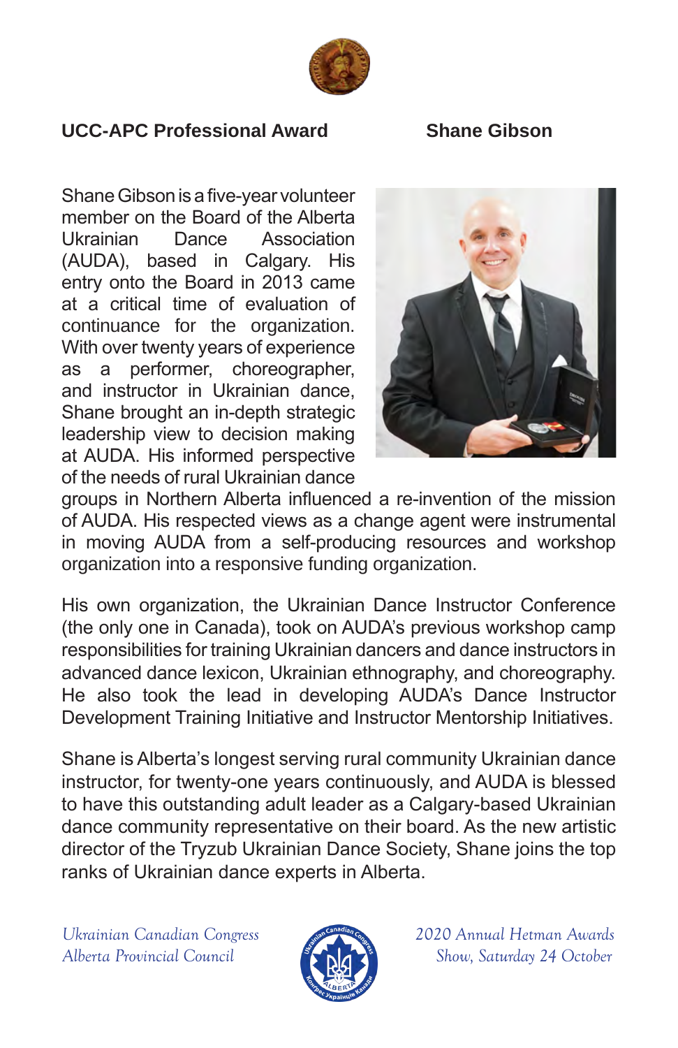**UCC-APC Professional Award** **Shane Gibson**

Shane Gibson is a five-year volunteer member on the Board of the Alberta Ukrainian Dance Association (AUDA), based in Calgary. His entry onto the Board in 2013 came at a critical time of evaluation of continuance for the organization. With over twenty years of experience as a performer, choreographer, and instructor in Ukrainian dance, Shane brought an in-depth strategic leadership view to decision making at AUDA. His informed perspective of the needs of rural Ukrainian dance groups in Northern Alberta influenced a re-invention of the mission of AUDA. His respected views as a change agent were instrumental in moving AUDA from a self-producing resources and workshop organization into a responsive funding organization.

His own organization, the Ukrainian Dance Instructor Conference (the only one in Canada), took on AUDA's previous workshop camp responsibilities for training Ukrainian dancers and dance instructors in advanced dance lexicon, Ukrainian ethnography, and choreography. He also took the lead in developing AUDA's Dance Instructor Development Training Initiative and Instructor Mentorship Initiatives.

Shane is Alberta's longest serving rural community Ukrainian dance instructor, for twenty-one years continuously, and AUDA is blessed to have this outstanding adult leader as a Calgary-based Ukrainian dance community representative on their board. As the new artistic director of the Tryzub Ukrainian Dance Society, Shane joins the top ranks of Ukrainian dance experts in Alberta.

*Ukrainian Canadian Congress*
*Alberta Provincial Council*

*2020 Annual Hetman Awards*
*Show, Saturday 24 October*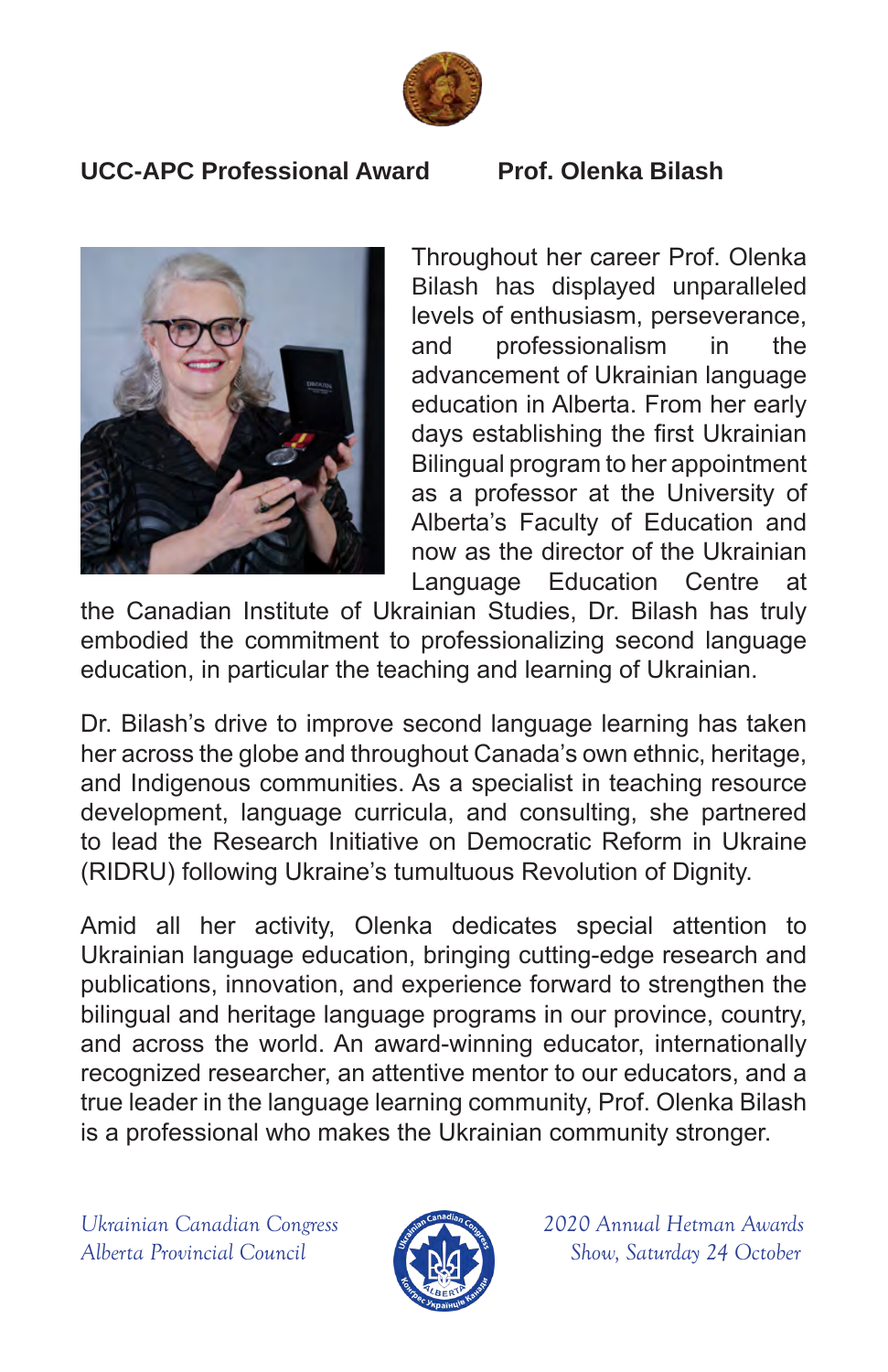**UCC-APC Professional Award** **Prof. Olenka Bilash**

Throughout her career Prof. Olenka Bilash has displayed unparalleled levels of enthusiasm, perseverance, and professionalism in the advancement of Ukrainian language education in Alberta. From her early days establishing the first Ukrainian Bilingual program to her appointment as a professor at the University of Alberta's Faculty of Education and now as the director of the Ukrainian Language Education Centre at the Canadian Institute of Ukrainian Studies, Dr. Bilash has truly embodied the commitment to professionalizing second language education, in particular the teaching and learning of Ukrainian.

Dr. Bilash's drive to improve second language learning has taken her across the globe and throughout Canada's own ethnic, heritage, and Indigenous communities. As a specialist in teaching resource development, language curricula, and consulting, she partnered to lead the Research Initiative on Democratic Reform in Ukraine (RIDRU) following Ukraine's tumultuous Revolution of Dignity.

Amid all her activity, Olenka dedicates special attention to Ukrainian language education, bringing cutting-edge research and publications, innovation, and experience forward to strengthen the bilingual and heritage language programs in our province, country, and across the world. An award-winning educator, internationally recognized researcher, an attentive mentor to our educators, and a true leader in the language learning community, Prof. Olenka Bilash is a professional who makes the Ukrainian community stronger.

*Ukrainian Canadian Congress*
*Alberta Provincial Council*

*2020 Annual Hetman Awards*
*Show, Saturday 24 October*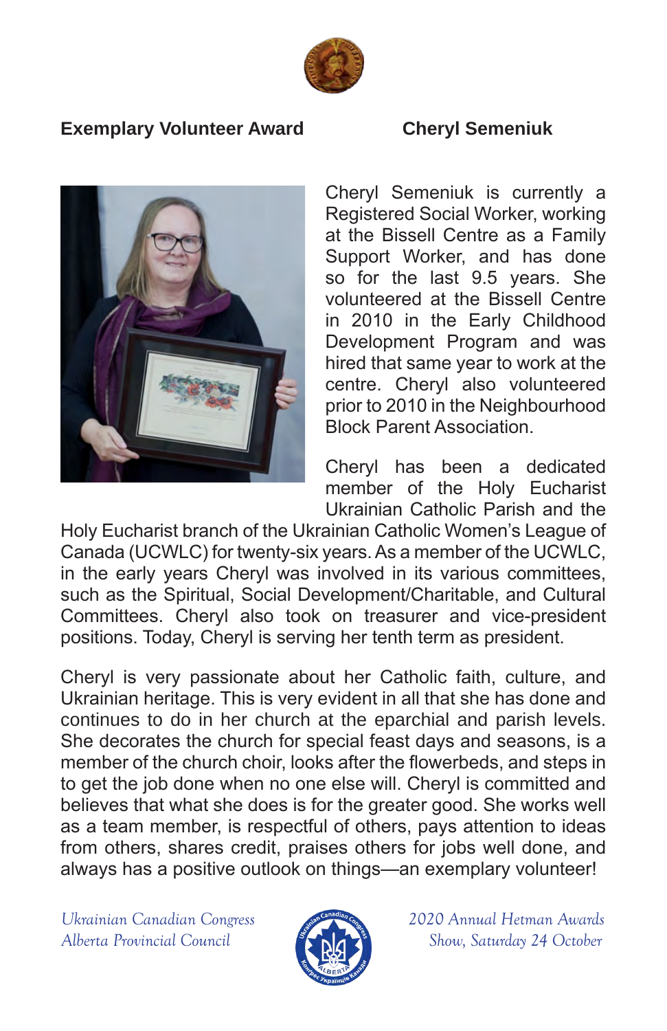**Exemplary Volunteer Award** **Cheryl Semeniuk**

Cheryl Semeniuk is currently a Registered Social Worker, working at the Bissell Centre as a Family Support Worker, and has done so for the last 9.5 years. She volunteered at the Bissell Centre in 2010 in the Early Childhood Development Program and was hired that same year to work at the centre. Cheryl also volunteered prior to 2010 in the Neighbourhood Block Parent Association.

Cheryl has been a dedicated member of the Holy Eucharist Ukrainian Catholic Parish and the Holy Eucharist branch of the Ukrainian Catholic Women's League of Canada (UCWLC) for twenty-six years. As a member of the UCWLC, in the early years Cheryl was involved in its various committees, such as the Spiritual, Social Development/Charitable, and Cultural Committees. Cheryl also took on treasurer and vice-president positions. Today, Cheryl is serving her tenth term as president.

Cheryl is very passionate about her Catholic faith, culture, and Ukrainian heritage. This is very evident in all that she has done and continues to do in her church at the eparchial and parish levels. She decorates the church for special feast days and seasons, is a member of the church choir, looks after the flowerbeds, and steps in to get the job done when no one else will. Cheryl is committed and believes that what she does is for the greater good. She works well as a team member, is respectful of others, pays attention to ideas from others, shares credit, praises others for jobs well done, and always has a positive outlook on things—an exemplary volunteer!

*Ukrainian Canadian Congress*
*Alberta Provincial Council*

*2020 Annual Hetman Awards*
*Show, Saturday 24 October*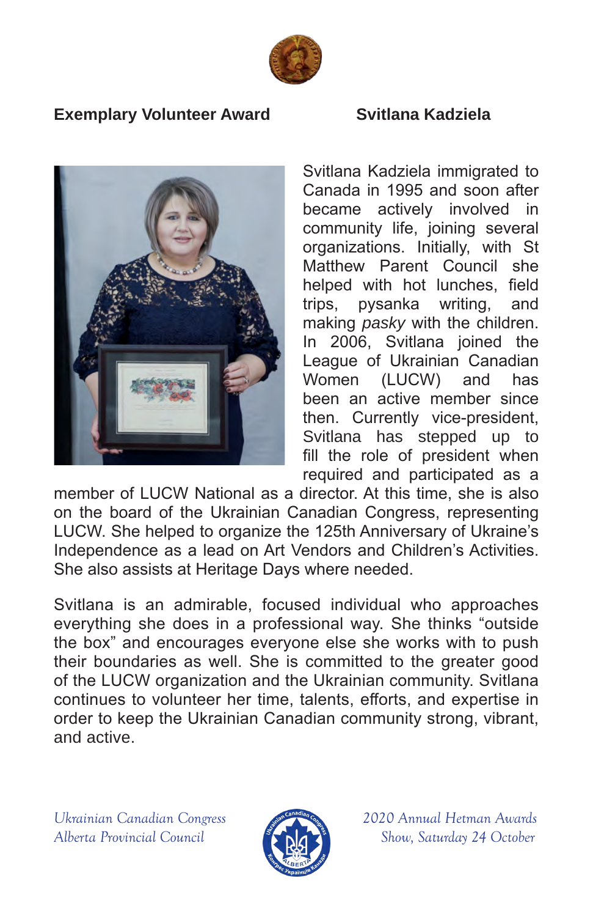**Exemplary Volunteer Award** **Svitlana Kadziela**

Svitlana Kadziela immigrated to Canada in 1995 and soon after became actively involved in community life, joining several organizations. Initially, with St Matthew Parent Council she helped with hot lunches, field trips, pysanka writing, and making *pasky* with the children. In 2006, Svitlana joined the League of Ukrainian Canadian Women (LUCW) and has been an active member since then. Currently vice-president, Svitlana has stepped up to fill the role of president when required and participated as a member of LUCW National as a director. At this time, she is also on the board of the Ukrainian Canadian Congress, representing LUCW. She helped to organize the 125th Anniversary of Ukraine's Independence as a lead on Art Vendors and Children's Activities. She also assists at Heritage Days where needed.

Svitlana is an admirable, focused individual who approaches everything she does in a professional way. She thinks "outside the box" and encourages everyone else she works with to push their boundaries as well. She is committed to the greater good of the LUCW organization and the Ukrainian community. Svitlana continues to volunteer her time, talents, efforts, and expertise in order to keep the Ukrainian Canadian community strong, vibrant, and active.